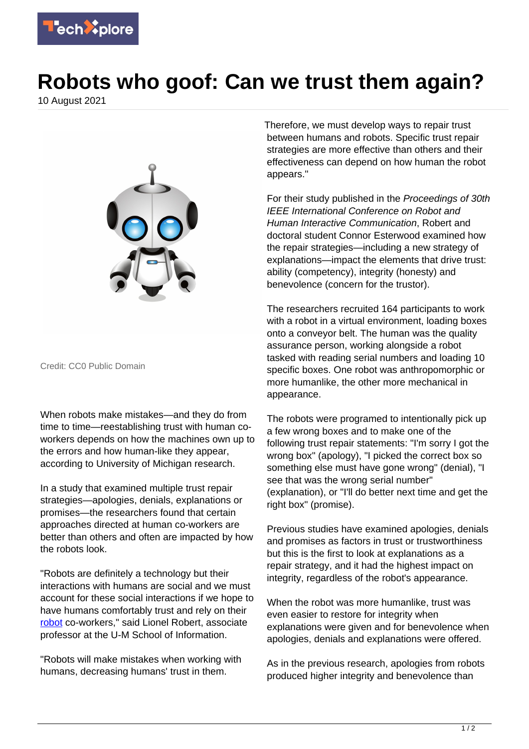# Robots who goof: Can we trust them again?

10 August 2021

Credit: CC0 Public Domain

When robots make mistakes—and they do from time to time—reestablishing trust with human co-workers depends on how the machines own up to the errors and how human-like they appear, according to University of Michigan research.

In a study that examined multiple trust repair strategies—apologies, denials, explanations or promises—the researchers found that certain approaches directed at human co-workers are better than others and often are impacted by how the robots look.

"Robots are definitely a technology but their interactions with humans are social and we must account for these social interactions if we hope to have humans comfortably trust and rely on their robot co-workers," said Lionel Robert, associate professor at the U-M School of Information.

"Robots will make mistakes when working with humans, decreasing humans' trust in them. Therefore, we must develop ways to repair trust between humans and robots. Specific trust repair strategies are more effective than others and their effectiveness can depend on how human the robot appears."

For their study published in the *Proceedings of 30th IEEE International Conference on Robot and Human Interactive Communication*, Robert and doctoral student Connor Esterwood examined how the repair strategies—including a new strategy of explanations—impact the elements that drive trust: ability (competency), integrity (honesty) and benevolence (concern for the trustor).

The researchers recruited 164 participants to work with a robot in a virtual environment, loading boxes onto a conveyor belt. The human was the quality assurance person, working alongside a robot tasked with reading serial numbers and loading 10 specific boxes. One robot was anthropomorphic or more humanlike, the other more mechanical in appearance.

The robots were programed to intentionally pick up a few wrong boxes and to make one of the following trust repair statements: "I'm sorry I got the wrong box" (apology), "I picked the correct box so something else must have gone wrong" (denial), "I see that was the wrong serial number" (explanation), or "I'll do better next time and get the right box" (promise).

Previous studies have examined apologies, denials and promises as factors in trust or trustworthiness but this is the first to look at explanations as a repair strategy, and it had the highest impact on integrity, regardless of the robot's appearance.

When the robot was more humanlike, trust was even easier to restore for integrity when explanations were given and for benevolence when apologies, denials and explanations were offered.

As in the previous research, apologies from robots produced higher integrity and benevolence than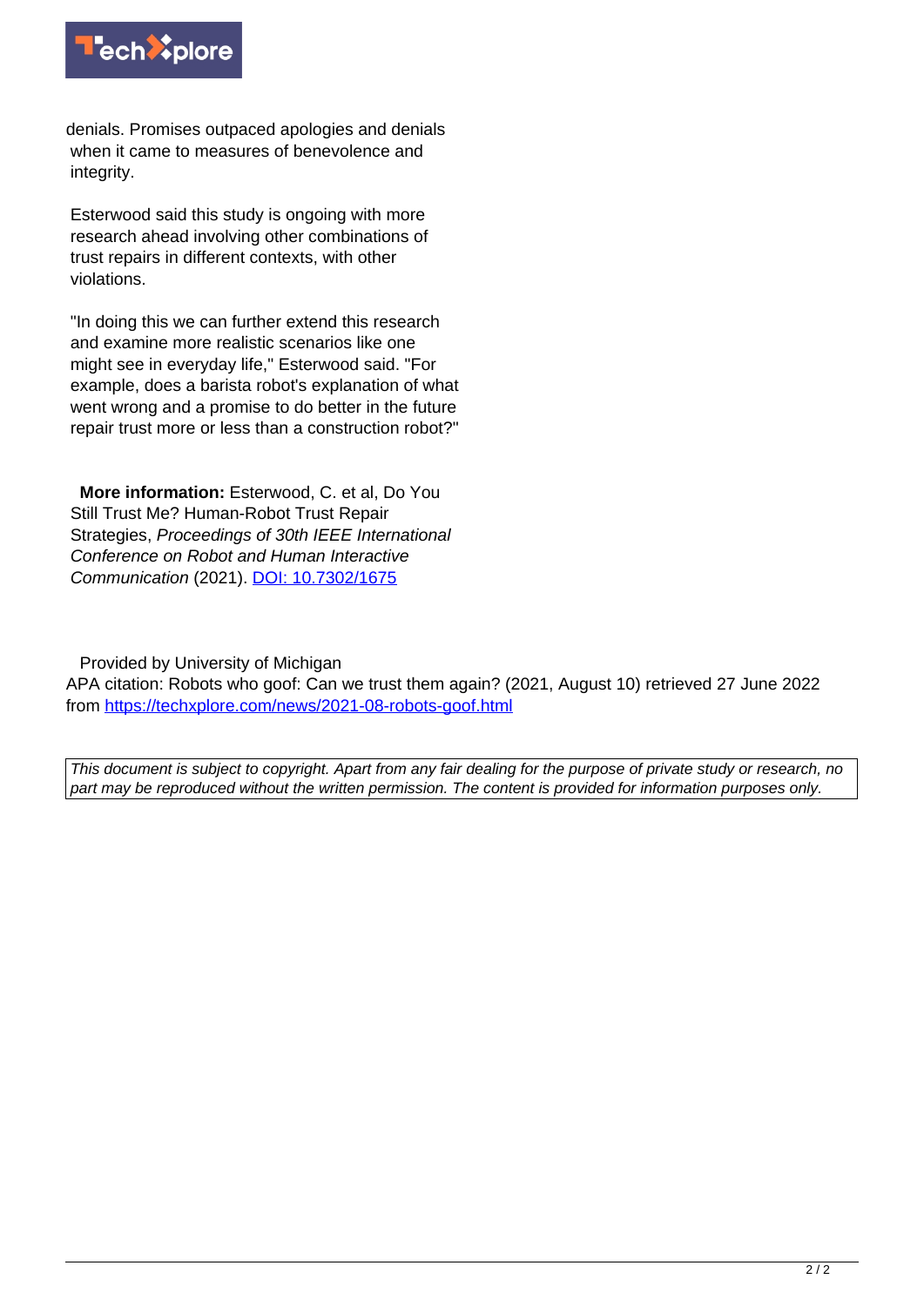denials. Promises outpaced apologies and denials when it came to measures of benevolence and integrity.

Esterwood said this study is ongoing with more research ahead involving other combinations of trust repairs in different contexts, with other violations.

"In doing this we can further extend this research and examine more realistic scenarios like one might see in everyday life," Esterwood said. "For example, does a barista robot's explanation of what went wrong and a promise to do better in the future repair trust more or less than a construction robot?"

**More information:** Esterwood, C. et al, Do You Still Trust Me? Human-Robot Trust Repair Strategies, *Proceedings of 30th IEEE International Conference on Robot and Human Interactive Communication* (2021). [DOI: 10.7302/1675](DOI: 10.7302/1675)

Provided by University of Michigan

APA citation: Robots who goof: Can we trust them again? (2021, August 10) retrieved 27 June 2022 from https://techxplore.com/news/2021-08-robots-goof.html

*This document is subject to copyright. Apart from any fair dealing for the purpose of private study or research, no part may be reproduced without the written permission. The content is provided for information purposes only.*